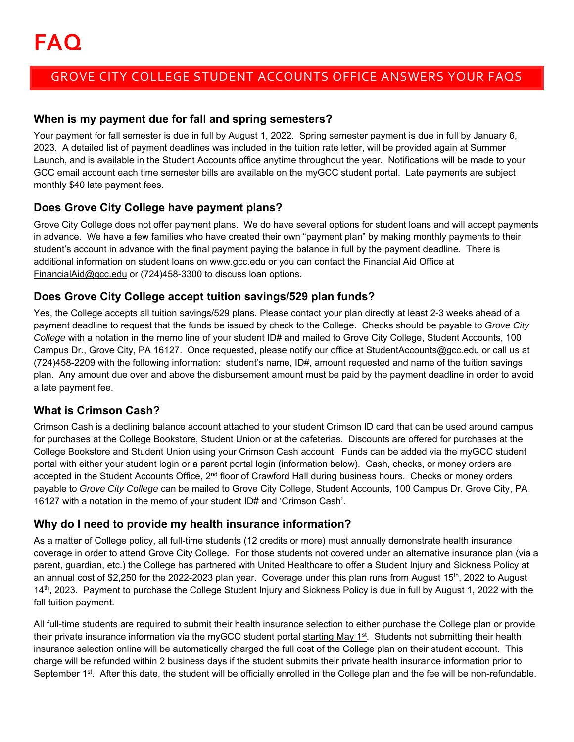# FAQ

## GROVE CITY COLLEGE STUDENT ACCOUNTS OFFICE ANSWERS YOUR FAQS

### When is my payment due for fall and spring semesters?

Your payment for fall semester is due in full by August 1, 2022. Spring semester payment is due in full by January 6, 2023. A detailed list of payment deadlines was included in the tuition rate letter, will be provided again at Summer Launch, and is available in the Student Accounts office anytime throughout the year. Notifications will be made to your GCC email account each time semester bills are available on the myGCC student portal. Late payments are subject monthly $40 late payment fees.

### Does Grove City College have payment plans?

Grove City College does not offer payment plans. We do have several options for student loans and will accept payments in advance. We have a few families who have created their own "payment plan" by making monthly payments to their student's account in advance with the final payment paying the balance in full by the payment deadline. There is additional information on student loans on www.gcc.edu or you can contact the Financial Aid Office at FinancialAid@gcc.edu or (724)458-3300 to discuss loan options.

### Does Grove City College accept tuition savings/529 plan funds?

Yes, the College accepts all tuition savings/529 plans. Please contact your plan directly at least 2-3 weeks ahead of a payment deadline to request that the funds be issued by check to the College. Checks should be payable to *Grove City College* with a notation in the memo line of your student ID# and mailed to Grove City College, Student Accounts, 100 Campus Dr., Grove City, PA 16127. Once requested, please notify our office at StudentAccounts@gcc.edu or call us at (724)458-2209 with the following information: student's name, ID#, amount requested and name of the tuition savings plan. Any amount due over and above the disbursement amount must be paid by the payment deadline in order to avoid a late payment fee.

### What is Crimson Cash?

Crimson Cash is a declining balance account attached to your student Crimson ID card that can be used around campus for purchases at the College Bookstore, Student Union or at the cafeterias. Discounts are offered for purchases at the College Bookstore and Student Union using your Crimson Cash account. Funds can be added via the myGCC student portal with either your student login or a parent portal login (information below). Cash, checks, or money orders are accepted in the Student Accounts Office, 2nd floor of Crawford Hall during business hours. Checks or money orders payable to *Grove City College* can be mailed to Grove City College, Student Accounts, 100 Campus Dr. Grove City, PA 16127 with a notation in the memo of your student ID# and 'Crimson Cash'.

### Why do I need to provide my health insurance information?

As a matter of College policy, all full-time students (12 credits or more) must annually demonstrate health insurance coverage in order to attend Grove City College. For those students not covered under an alternative insurance plan (via a parent, guardian, etc.) the College has partnered with United Healthcare to offer a Student Injury and Sickness Policy at an annual cost of $2,250 for the 2022-2023 plan year. Coverage under this plan runs from August 15th, 2022 to August 14th, 2023. Payment to purchase the College Student Injury and Sickness Policy is due in full by August 1, 2022 with the fall tuition payment.

All full-time students are required to submit their health insurance selection to either purchase the College plan or provide their private insurance information via the myGCC student portal starting May 1st. Students not submitting their health insurance selection online will be automatically charged the full cost of the College plan on their student account. This charge will be refunded within 2 business days if the student submits their private health insurance information prior to September 1st. After this date, the student will be officially enrolled in the College plan and the fee will be non-refundable.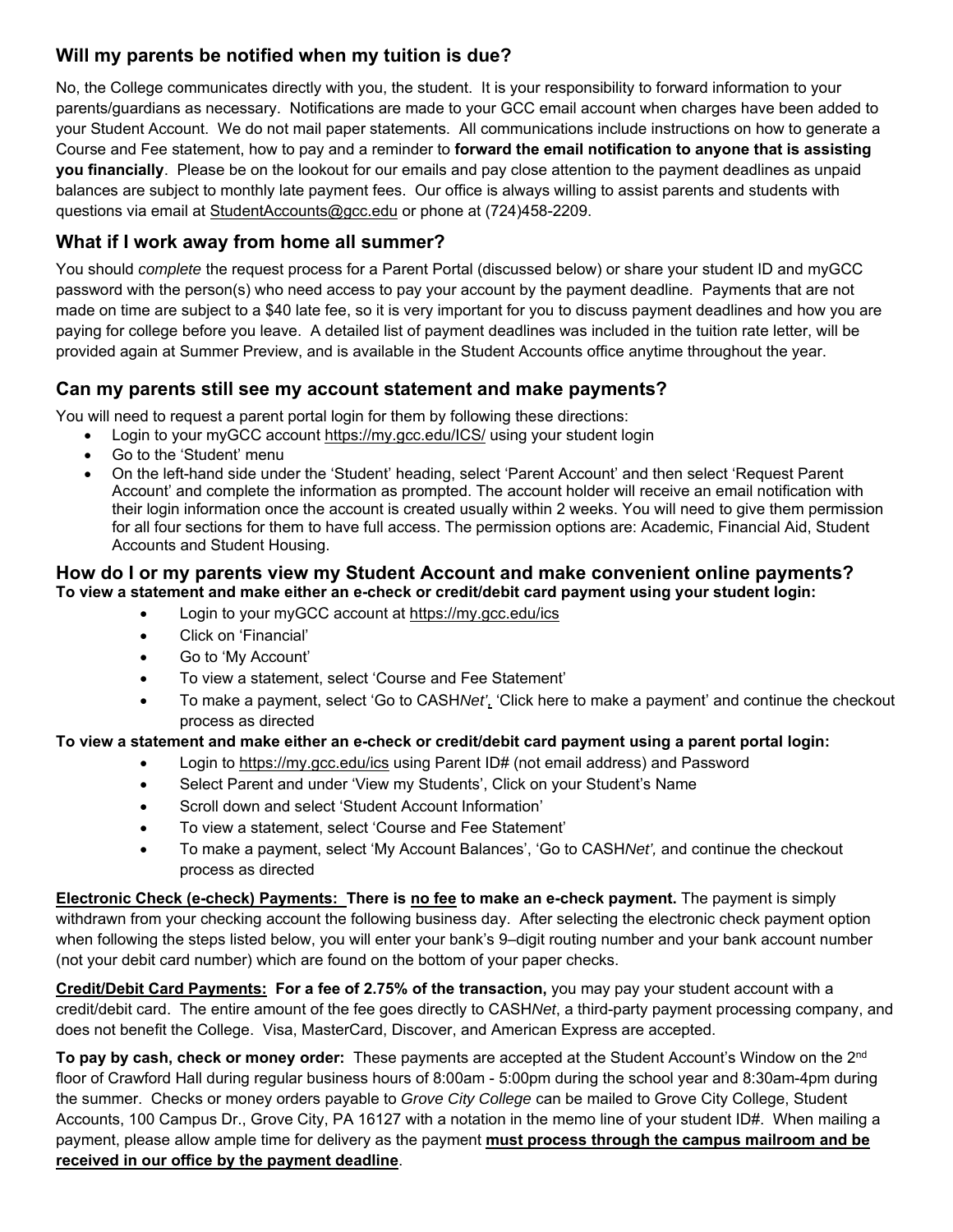## Will my parents be notified when my tuition is due?

No, the College communicates directly with you, the student. It is your responsibility to forward information to your parents/guardians as necessary. Notifications are made to your GCC email account when charges have been added to your Student Account. We do not mail paper statements. All communications include instructions on how to generate a Course and Fee statement, how to pay and a reminder to **forward the email notification to anyone that is assisting you financially**. Please be on the lookout for our emails and pay close attention to the payment deadlines as unpaid balances are subject to monthly late payment fees. Our office is always willing to assist parents and students with questions via email at StudentAccounts@gcc.edu or phone at (724)458-2209.

## What if I work away from home all summer?

You should *complete* the request process for a Parent Portal (discussed below) or share your student ID and myGCC password with the person(s) who need access to pay your account by the payment deadline. Payments that are not made on time are subject to a $40 late fee, so it is very important for you to discuss payment deadlines and how you are paying for college before you leave. A detailed list of payment deadlines was included in the tuition rate letter, will be provided again at Summer Preview, and is available in the Student Accounts office anytime throughout the year.

## Can my parents still see my account statement and make payments?

You will need to request a parent portal login for them by following these directions:

- Login to your myGCC account https://my.gcc.edu/ICS/ using your student login
- Go to the 'Student' menu
- On the left-hand side under the 'Student' heading, select 'Parent Account' and then select 'Request Parent Account' and complete the information as prompted. The account holder will receive an email notification with their login information once the account is created usually within 2 weeks. You will need to give them permission for all four sections for them to have full access. The permission options are: Academic, Financial Aid, Student Accounts and Student Housing.

## How do I or my parents view my Student Account and make convenient online payments?

**To view a statement and make either an e-check or credit/debit card payment using your student login:**

- Login to your myGCC account at https://my.gcc.edu/ics
- Click on 'Financial'
- Go to 'My Account'
- To view a statement, select 'Course and Fee Statement'
- To make a payment, select 'Go to CASH*Net*', 'Click here to make a payment' and continue the checkout process as directed

**To view a statement and make either an e-check or credit/debit card payment using a parent portal login:**

- Login to https://my.gcc.edu/ics using Parent ID# (not email address) and Password
- Select Parent and under 'View my Students', Click on your Student's Name
- Scroll down and select 'Student Account Information'
- To view a statement, select 'Course and Fee Statement'
- To make a payment, select 'My Account Balances', 'Go to CASH*Net*', and continue the checkout process as directed

**Electronic Check (e-check) Payments: There is no fee to make an e-check payment.** The payment is simply withdrawn from your checking account the following business day. After selecting the electronic check payment option when following the steps listed below, you will enter your bank's 9–digit routing number and your bank account number (not your debit card number) which are found on the bottom of your paper checks.

**Credit/Debit Card Payments: For a fee of 2.75% of the transaction,** you may pay your student account with a credit/debit card. The entire amount of the fee goes directly to CASH*Net*, a third-party payment processing company, and does not benefit the College. Visa, MasterCard, Discover, and American Express are accepted.

**To pay by cash, check or money order:** These payments are accepted at the Student Account's Window on the 2nd floor of Crawford Hall during regular business hours of 8:00am - 5:00pm during the school year and 8:30am-4pm during the summer. Checks or money orders payable to *Grove City College* can be mailed to Grove City College, Student Accounts, 100 Campus Dr., Grove City, PA 16127 with a notation in the memo line of your student ID#. When mailing a payment, please allow ample time for delivery as the payment **must process through the campus mailroom and be received in our office by the payment deadline**.